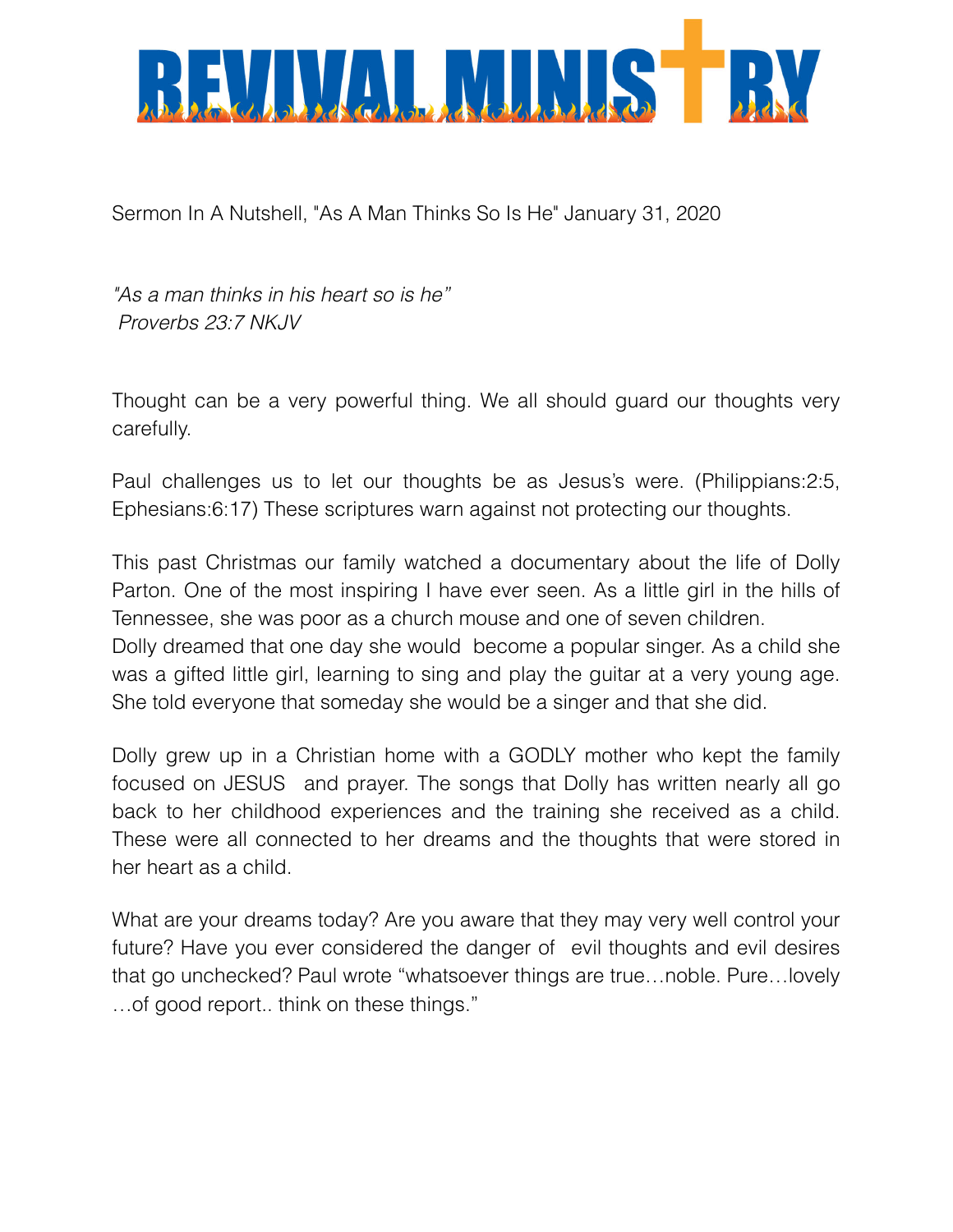# REVIVAL MINISTRY

Sermon In A Nutshell, "As A Man Thinks So Is He" January 31, 2020

*"As a man thinks in his heart so is he"*
*Proverbs 23:7 NKJV*

Thought can be a very powerful thing. We all should guard our thoughts very carefully.

Paul challenges us to let our thoughts be as Jesus's were. (Philippians:2:5, Ephesians:6:17) These scriptures warn against not protecting our thoughts.

This past Christmas our family watched a documentary about the life of Dolly Parton. One of the most inspiring I have ever seen. As a little girl in the hills of Tennessee, she was poor as a church mouse and one of seven children. Dolly dreamed that one day she would become a popular singer. As a child she was a gifted little girl, learning to sing and play the guitar at a very young age. She told everyone that someday she would be a singer and that she did.

Dolly grew up in a Christian home with a GODLY mother who kept the family focused on JESUS and prayer. The songs that Dolly has written nearly all go back to her childhood experiences and the training she received as a child. These were all connected to her dreams and the thoughts that were stored in her heart as a child.

What are your dreams today? Are you aware that they may very well control your future? Have you ever considered the danger of evil thoughts and evil desires that go unchecked? Paul wrote "whatsoever things are true…noble. Pure…lovely …of good report.. think on these things."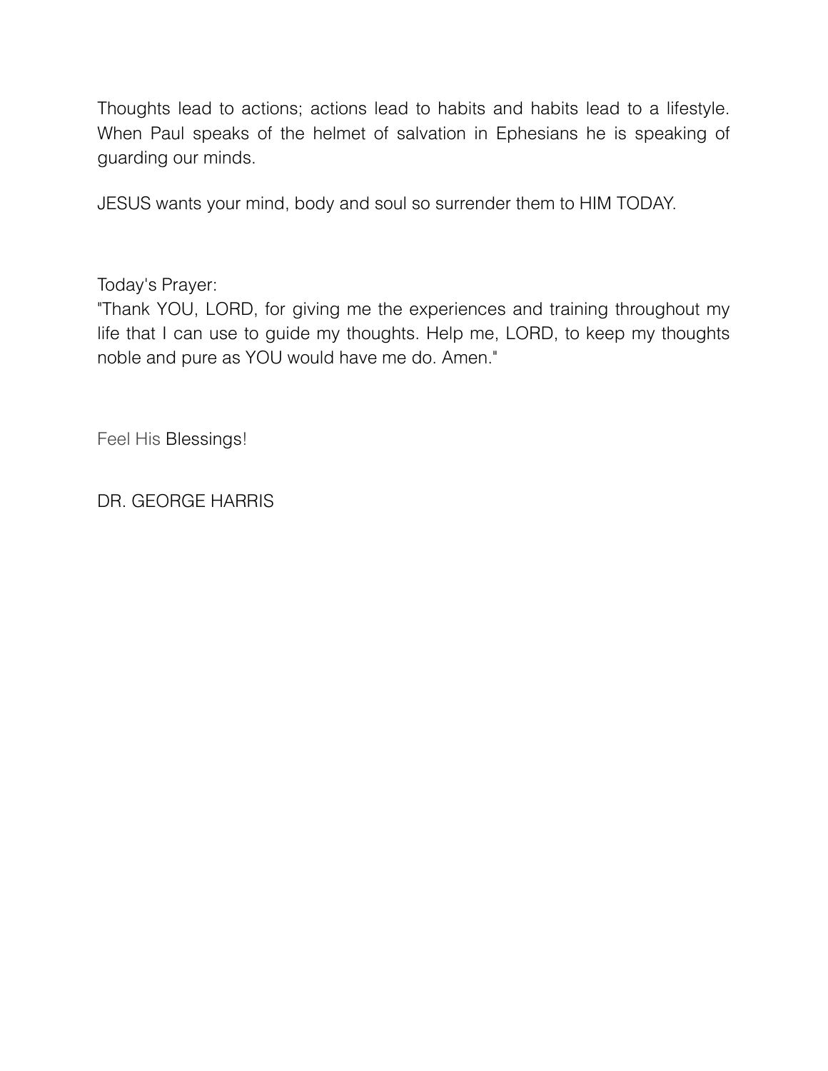Thoughts lead to actions; actions lead to habits and habits lead to a lifestyle. When Paul speaks of the helmet of salvation in Ephesians he is speaking of guarding our minds.

JESUS wants your mind, body and soul so surrender them to HIM TODAY.

Today's Prayer:
"Thank YOU, LORD, for giving me the experiences and training throughout my life that I can use to guide my thoughts. Help me, LORD, to keep my thoughts noble and pure as YOU would have me do. Amen."

Feel His Blessings!

DR. GEORGE HARRIS